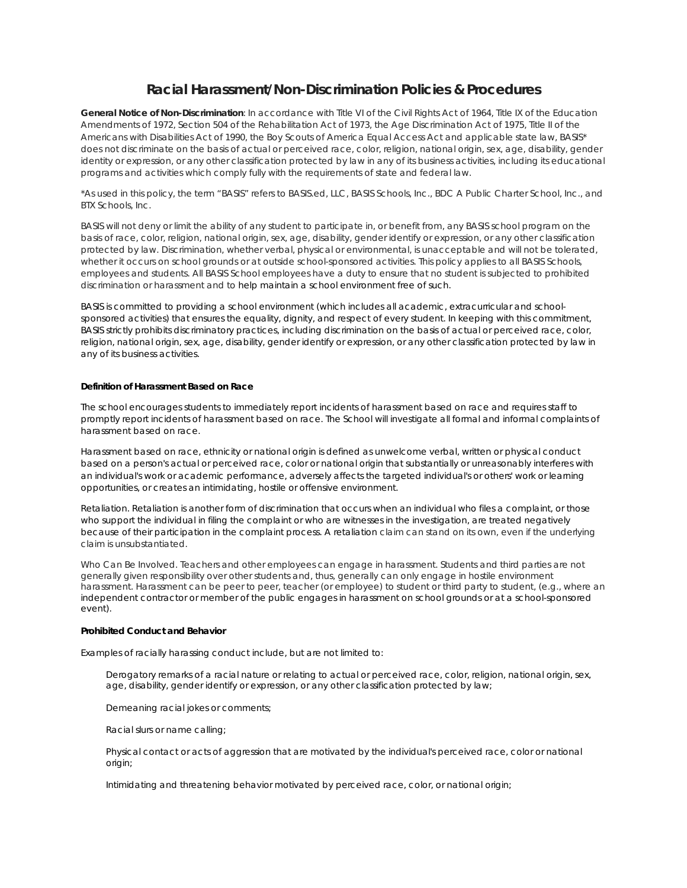# Racial Harassment/Non-Discrimination Policies & Procedures

**General Notice of Non-Discrimination**: In accordance with Title VI of the Civil Rights Act of 1964, Title IX of the Education Amendments of 1972, Section 504 of the Rehabilitation Act of 1973, the Age Discrimination Act of 1975, Title II of the Americans with Disabilities Act of 1990, the Boy Scouts of America Equal Access Act and applicable state law, BASIS* does not discriminate on the basis of actual or perceived race, color, religion, national origin, sex, age, disability, gender identity or expression, or any other classification protected by law in any of its business activities, including its educational programs and activities which comply fully with the requirements of state and federal law.

*As used in this policy, the term "BASIS" refers to BASIS.ed, LLC, BASIS Schools, Inc., BDC A Public Charter School, Inc., and BTX Schools, Inc.

BASIS will not deny or limit the ability of any student to participate in, or benefit from, any BASIS school program on the basis of race, color, religion, national origin, sex, age, disability, gender identify or expression, or any other classification protected by law. Discrimination, whether verbal, physical or environmental, is unacceptable and will not be tolerated, whether it occurs on school grounds or at outside school-sponsored activities. This policy applies to all BASIS Schools, employees and students. All BASIS School employees have a duty to ensure that no student is subjected to prohibited discrimination or harassment and to help maintain a school environment free of such.

BASIS is committed to providing a school environment (which includes all academic, extracurricular and school-sponsored activities) that ensures the equality, dignity, and respect of every student. In keeping with this commitment, BASIS strictly prohibits discriminatory practices, including discrimination on the basis of actual or perceived race, color, religion, national origin, sex, age, disability, gender identify or expression, or any other classification protected by law in any of its business activities.

**Definition of Harassment Based on Race**

The school encourages students to immediately report incidents of harassment based on race and requires staff to promptly report incidents of harassment based on race. The School will investigate all formal and informal complaints of harassment based on race.

Harassment based on race, ethnicity or national origin is defined as unwelcome verbal, written or physical conduct based on a person's actual or perceived race, color or national origin that substantially or unreasonably interferes with an individual's work or academic performance, adversely affects the targeted individual's or others' work or learning opportunities, or creates an intimidating, hostile or offensive environment.

Retaliation. Retaliation is another form of discrimination that occurs when an individual who files a complaint, or those who support the individual in filing the complaint or who are witnesses in the investigation, are treated negatively because of their participation in the complaint process. A retaliation claim can stand on its own, even if the underlying claim is unsubstantiated.

Who Can Be Involved. Teachers and other employees can engage in harassment. Students and third parties are not generally given responsibility over other students and, thus, generally can only engage in hostile environment harassment. Harassment can be peer to peer, teacher (or employee) to student or third party to student, (e.g., where an independent contractor or member of the public engages in harassment on school grounds or at a school-sponsored event).

**Prohibited Conduct and Behavior**

Examples of racially harassing conduct include, but are not limited to:

- Derogatory remarks of a racial nature or relating to actual or perceived race, color, religion, national origin, sex, age, disability, gender identify or expression, or any other classification protected by law;
- Demeaning racial jokes or comments;
- Racial slurs or name calling;
- Physical contact or acts of aggression that are motivated by the individual's perceived race, color or national origin;
- Intimidating and threatening behavior motivated by perceived race, color, or national origin;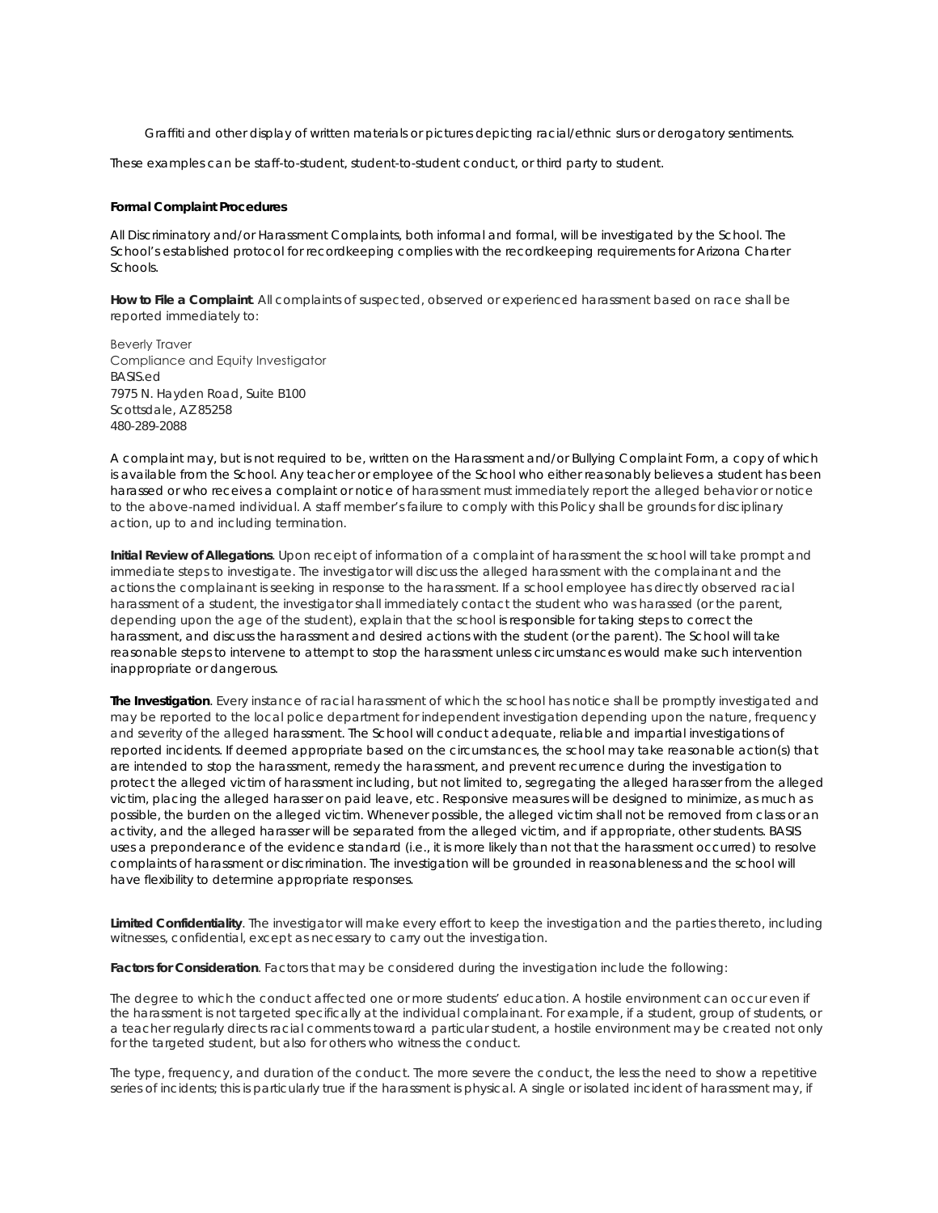Graffiti and other display of written materials or pictures depicting racial/ethnic slurs or derogatory sentiments.

These examples can be staff-to-student, student-to-student conduct, or third party to student.

**Formal Complaint Procedures**

All Discriminatory and/or Harassment Complaints, both informal and formal, will be investigated by the School. The School's established protocol for recordkeeping complies with the recordkeeping requirements for Arizona Charter Schools.

**How to File a Complaint**. All complaints of suspected, observed or experienced harassment based on race shall be reported immediately to:

Beverly Traver
Compliance and Equity Investigator
BASIS.ed
7975 N. Hayden Road, Suite B100
Scottsdale, AZ 85258
480-289-2088

A complaint may, but is not required to be, written on the Harassment and/or Bullying Complaint Form, a copy of which is available from the School. Any teacher or employee of the School who either reasonably believes a student has been harassed or who receives a complaint or notice of harassment must immediately report the alleged behavior or notice to the above-named individual. A staff member's failure to comply with this Policy shall be grounds for disciplinary action, up to and including termination.

**Initial Review of Allegations**. Upon receipt of information of a complaint of harassment the school will take prompt and immediate steps to investigate. The investigator will discuss the alleged harassment with the complainant and the actions the complainant is seeking in response to the harassment. If a school employee has directly observed racial harassment of a student, the investigator shall immediately contact the student who was harassed (or the parent, depending upon the age of the student), explain that the school is responsible for taking steps to correct the harassment, and discuss the harassment and desired actions with the student (or the parent). The School will take reasonable steps to intervene to attempt to stop the harassment unless circumstances would make such intervention inappropriate or dangerous.

**The Investigation**. Every instance of racial harassment of which the school has notice shall be promptly investigated and may be reported to the local police department for independent investigation depending upon the nature, frequency and severity of the alleged harassment. The School will conduct adequate, reliable and impartial investigations of reported incidents. If deemed appropriate based on the circumstances, the school may take reasonable action(s) that are intended to stop the harassment, remedy the harassment, and prevent recurrence during the investigation to protect the alleged victim of harassment including, but not limited to, segregating the alleged harasser from the alleged victim, placing the alleged harasser on paid leave, etc. Responsive measures will be designed to minimize, as much as possible, the burden on the alleged victim. Whenever possible, the alleged victim shall not be removed from class or an activity, and the alleged harasser will be separated from the alleged victim, and if appropriate, other students. BASIS uses a preponderance of the evidence standard (i.e., it is more likely than not that the harassment occurred) to resolve complaints of harassment or discrimination. The investigation will be grounded in reasonableness and the school will have flexibility to determine appropriate responses.

**Limited Confidentiality**. The investigator will make every effort to keep the investigation and the parties thereto, including witnesses, confidential, except as necessary to carry out the investigation.

**Factors for Consideration**. Factors that may be considered during the investigation include the following:

The degree to which the conduct affected one or more students' education. A hostile environment can occur even if the harassment is not targeted specifically at the individual complainant. For example, if a student, group of students, or a teacher regularly directs racial comments toward a particular student, a hostile environment may be created not only for the targeted student, but also for others who witness the conduct.

The type, frequency, and duration of the conduct. The more severe the conduct, the less the need to show a repetitive series of incidents; this is particularly true if the harassment is physical. A single or isolated incident of harassment may, if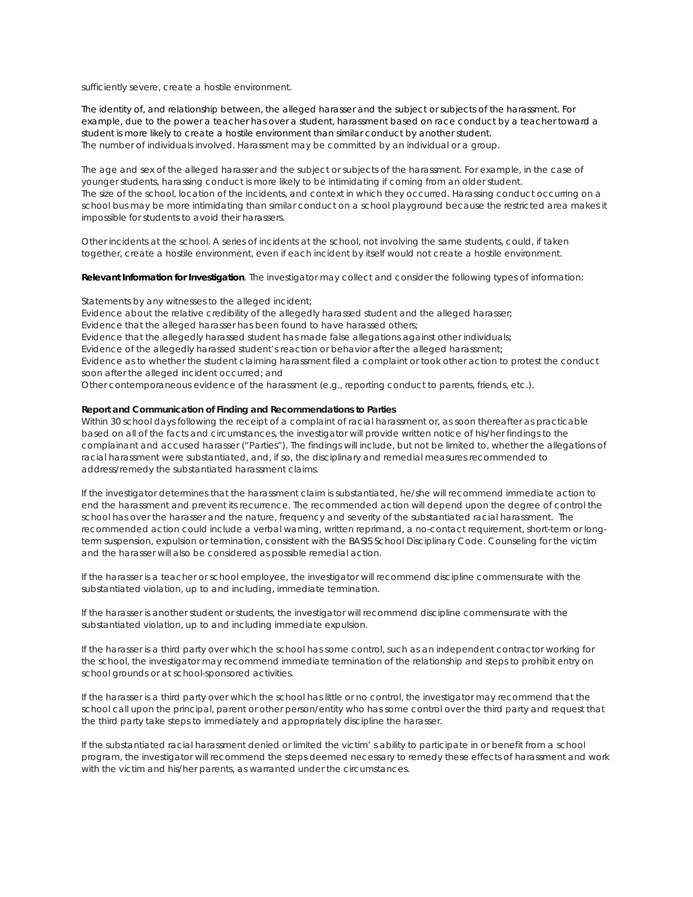sufficiently severe, create a hostile environment.

The identity of, and relationship between, the alleged harasser and the subject or subjects of the harassment. For example, due to the power a teacher has over a student, harassment based on race conduct by a teacher toward a student is more likely to create a hostile environment than similar conduct by another student.
The number of individuals involved. Harassment may be committed by an individual or a group.

The age and sex of the alleged harasser and the subject or subjects of the harassment. For example, in the case of younger students, harassing conduct is more likely to be intimidating if coming from an older student.
The size of the school, location of the incidents, and context in which they occurred. Harassing conduct occurring on a school bus may be more intimidating than similar conduct on a school playground because the restricted area makes it impossible for students to avoid their harassers.

Other incidents at the school. A series of incidents at the school, not involving the same students, could, if taken together, create a hostile environment, even if each incident by itself would not create a hostile environment.

**Relevant Information for Investigation**. The investigator may collect and consider the following types of information:

Statements by any witnesses to the alleged incident;
Evidence about the relative credibility of the allegedly harassed student and the alleged harasser;
Evidence that the alleged harasser has been found to have harassed others;
Evidence that the allegedly harassed student has made false allegations against other individuals;
Evidence of the allegedly harassed student's reaction or behavior after the alleged harassment;
Evidence as to whether the student claiming harassment filed a complaint or took other action to protest the conduct soon after the alleged incident occurred; and
Other contemporaneous evidence of the harassment (e.g., reporting conduct to parents, friends, etc.).

**Report and Communication of Finding and Recommendations to Parties**
Within 30 school days following the receipt of a complaint of racial harassment or, as soon thereafter as practicable based on all of the facts and circumstances, the investigator will provide written notice of his/her findings to the complainant and accused harasser ("Parties"). The findings will include, but not be limited to, whether the allegations of racial harassment were substantiated, and, if so, the disciplinary and remedial measures recommended to address/remedy the substantiated harassment claims.

If the investigator determines that the harassment claim is substantiated, he/she will recommend immediate action to end the harassment and prevent its recurrence. The recommended action will depend upon the degree of control the school has over the harasser and the nature, frequency and severity of the substantiated racial harassment. The recommended action could include a verbal warning, written reprimand, a no-contact requirement, short-term or long-term suspension, expulsion or termination, consistent with the BASIS School Disciplinary Code. Counseling for the victim and the harasser will also be considered as possible remedial action.

If the harasser is a teacher or school employee, the investigator will recommend discipline commensurate with the substantiated violation, up to and including, immediate termination.

If the harasser is another student or students, the investigator will recommend discipline commensurate with the substantiated violation, up to and including immediate expulsion.

If the harasser is a third party over which the school has some control, such as an independent contractor working for the school, the investigator may recommend immediate termination of the relationship and steps to prohibit entry on school grounds or at school-sponsored activities.

If the harasser is a third party over which the school has little or no control, the investigator may recommend that the school call upon the principal, parent or other person/entity who has some control over the third party and request that the third party take steps to immediately and appropriately discipline the harasser.

If the substantiated racial harassment denied or limited the victim' s ability to participate in or benefit from a school program, the investigator will recommend the steps deemed necessary to remedy these effects of harassment and work with the victim and his/her parents, as warranted under the circumstances.